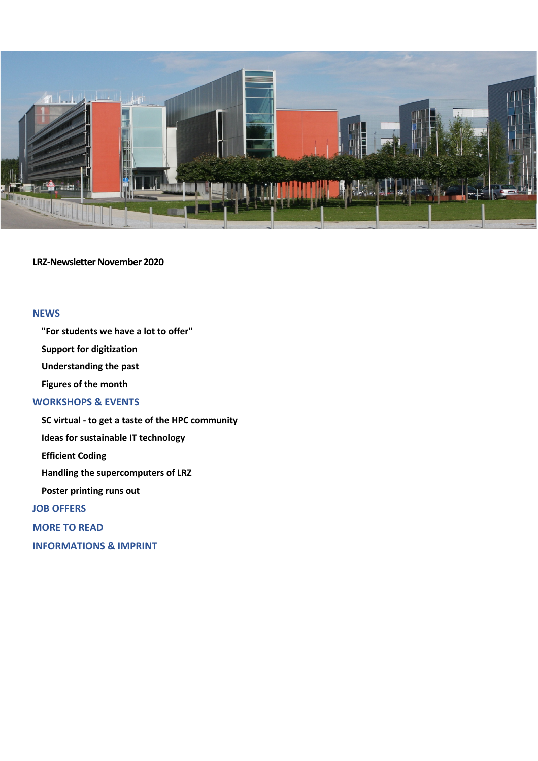# LRZ-Newsletter November 2020

## NEWS

- **"For students we have a lot to offer"**
- **Support for digitization**
- **Understanding the past**
- **Figures of the month**

## WORKSHOPS & EVENTS

- **SC virtual - to get a taste of the HPC community**
- **Ideas for sustainable IT technology**
- **Efficient Coding**
- **Handling the supercomputers of LRZ**
- **Poster printing runs out**

## JOB OFFERS

## MORE TO READ

## INFORMATIONS & IMPRINT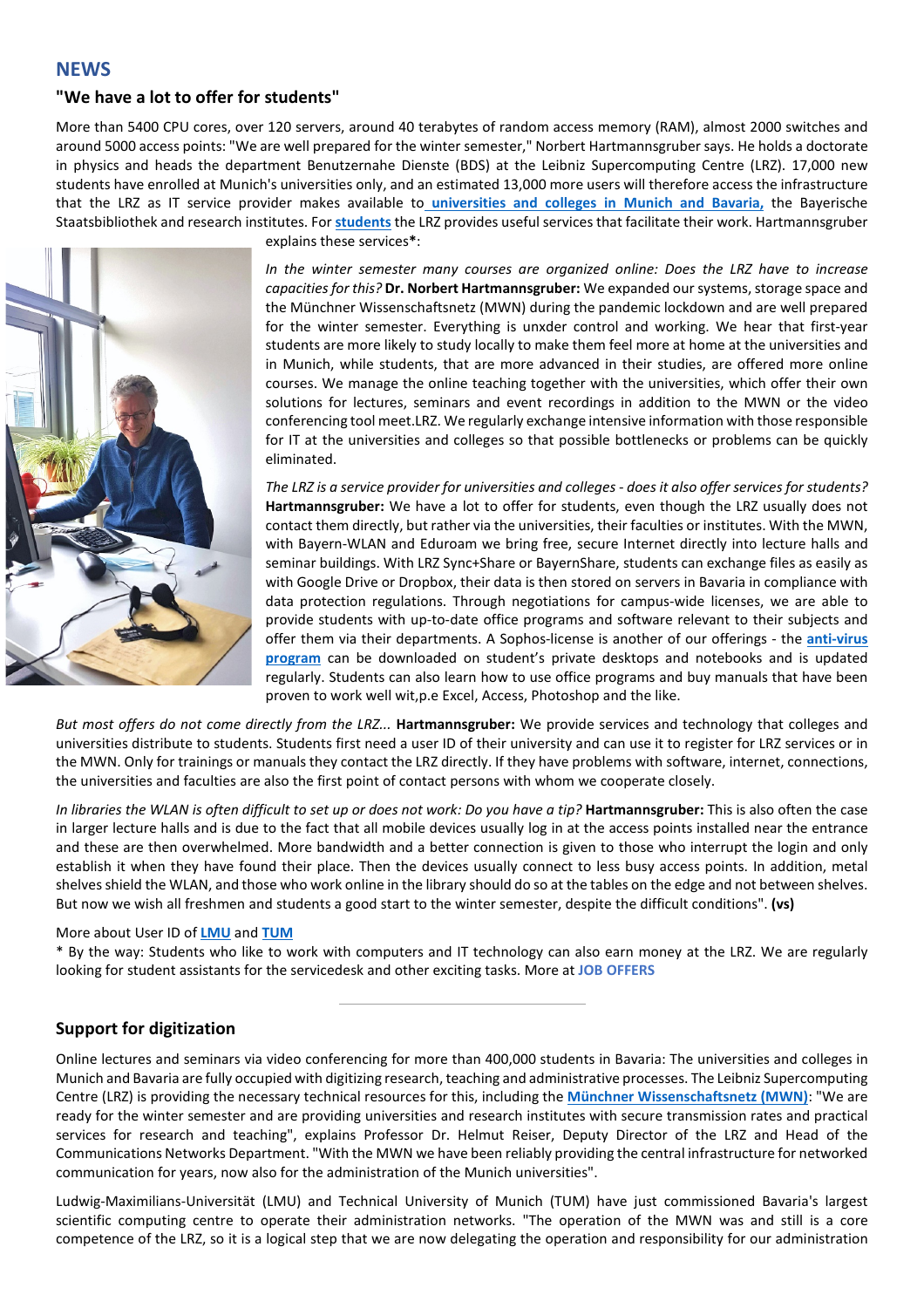## NEWS

### "We have a lot to offer for students"

More than 5400 CPU cores, over 120 servers, around 40 terabytes of random access memory (RAM), almost 2000 switches and around 5000 access points: "We are well prepared for the winter semester," Norbert Hartmannsgruber says. He holds a doctorate in physics and heads the department Benutzernahe Dienste (BDS) at the Leibniz Supercomputing Centre (LRZ). 17,000 new students have enrolled at Munich's universities only, and an estimated 13,000 more users will therefore access the infrastructure that the LRZ as IT service provider makes available to **universities and colleges in Munich and Bavaria,** the Bayerische Staatsbibliothek and research institutes. For **students** the LRZ provides useful services that facilitate their work. Hartmannsgruber explains these services*:

*In the winter semester many courses are organized online: Does the LRZ have to increase capacities for this?* **Dr. Norbert Hartmannsgruber:** We expanded our systems, storage space and the Münchner Wissenschaftsnetz (MWN) during the pandemic lockdown and are well prepared for the winter semester. Everything is unxder control and working. We hear that first-year students are more likely to study locally to make them feel more at home at the universities and in Munich, while students, that are more advanced in their studies, are offered more online courses. We manage the online teaching together with the universities, which offer their own solutions for lectures, seminars and event recordings in addition to the MWN or the video conferencing tool meet.LRZ. We regularly exchange intensive information with those responsible for IT at the universities and colleges so that possible bottlenecks or problems can be quickly eliminated.

*The LRZ is a service provider for universities and colleges - does it also offer services for students?* **Hartmannsgruber:** We have a lot to offer for students, even though the LRZ usually does not contact them directly, but rather via the universities, their faculties or institutes. With the MWN, with Bayern-WLAN and Eduroam we bring free, secure Internet directly into lecture halls and seminar buildings. With LRZ Sync+Share or BayernShare, students can exchange files as easily as with Google Drive or Dropbox, their data is then stored on servers in Bavaria in compliance with data protection regulations. Through negotiations for campus-wide licenses, we are able to provide students with up-to-date office programs and software relevant to their subjects and offer them via their departments. A Sophos-license is another of our offerings - the **anti-virus program** can be downloaded on student's private desktops and notebooks and is updated regularly. Students can also learn how to use office programs and buy manuals that have been proven to work well wit,p.e Excel, Access, Photoshop and the like.

*But most offers do not come directly from the LRZ...* **Hartmannsgruber:** We provide services and technology that colleges and universities distribute to students. Students first need a user ID of their university and can use it to register for LRZ services or in the MWN. Only for trainings or manuals they contact the LRZ directly. If they have problems with software, internet, connections, the universities and faculties are also the first point of contact persons with whom we cooperate closely.

*In libraries the WLAN is often difficult to set up or does not work: Do you have a tip?* **Hartmannsgruber:** This is also often the case in larger lecture halls and is due to the fact that all mobile devices usually log in at the access points installed near the entrance and these are then overwhelmed. More bandwidth and a better connection is given to those who interrupt the login and only establish it when they have found their place. Then the devices usually connect to less busy access points. In addition, metal shelves shield the WLAN, and those who work online in the library should do so at the tables on the edge and not between shelves. But now we wish all freshmen and students a good start to the winter semester, despite the difficult conditions". **(vs)**

More about User ID of **LMU** and **TUM**

* By the way: Students who like to work with computers and IT technology can also earn money at the LRZ. We are regularly looking for student assistants for the servicedesk and other exciting tasks. More at **JOB OFFERS**

### Support for digitization

Online lectures and seminars via video conferencing for more than 400,000 students in Bavaria: The universities and colleges in Munich and Bavaria are fully occupied with digitizing research, teaching and administrative processes. The Leibniz Supercomputing Centre (LRZ) is providing the necessary technical resources for this, including the **Münchner Wissenschaftsnetz (MWN)**: "We are ready for the winter semester and are providing universities and research institutes with secure transmission rates and practical services for research and teaching", explains Professor Dr. Helmut Reiser, Deputy Director of the LRZ and Head of the Communications Networks Department. "With the MWN we have been reliably providing the central infrastructure for networked communication for years, now also for the administration of the Munich universities".

Ludwig-Maximilians-Universität (LMU) and Technical University of Munich (TUM) have just commissioned Bavaria's largest scientific computing centre to operate their administration networks. "The operation of the MWN was and still is a core competence of the LRZ, so it is a logical step that we are now delegating the operation and responsibility for our administration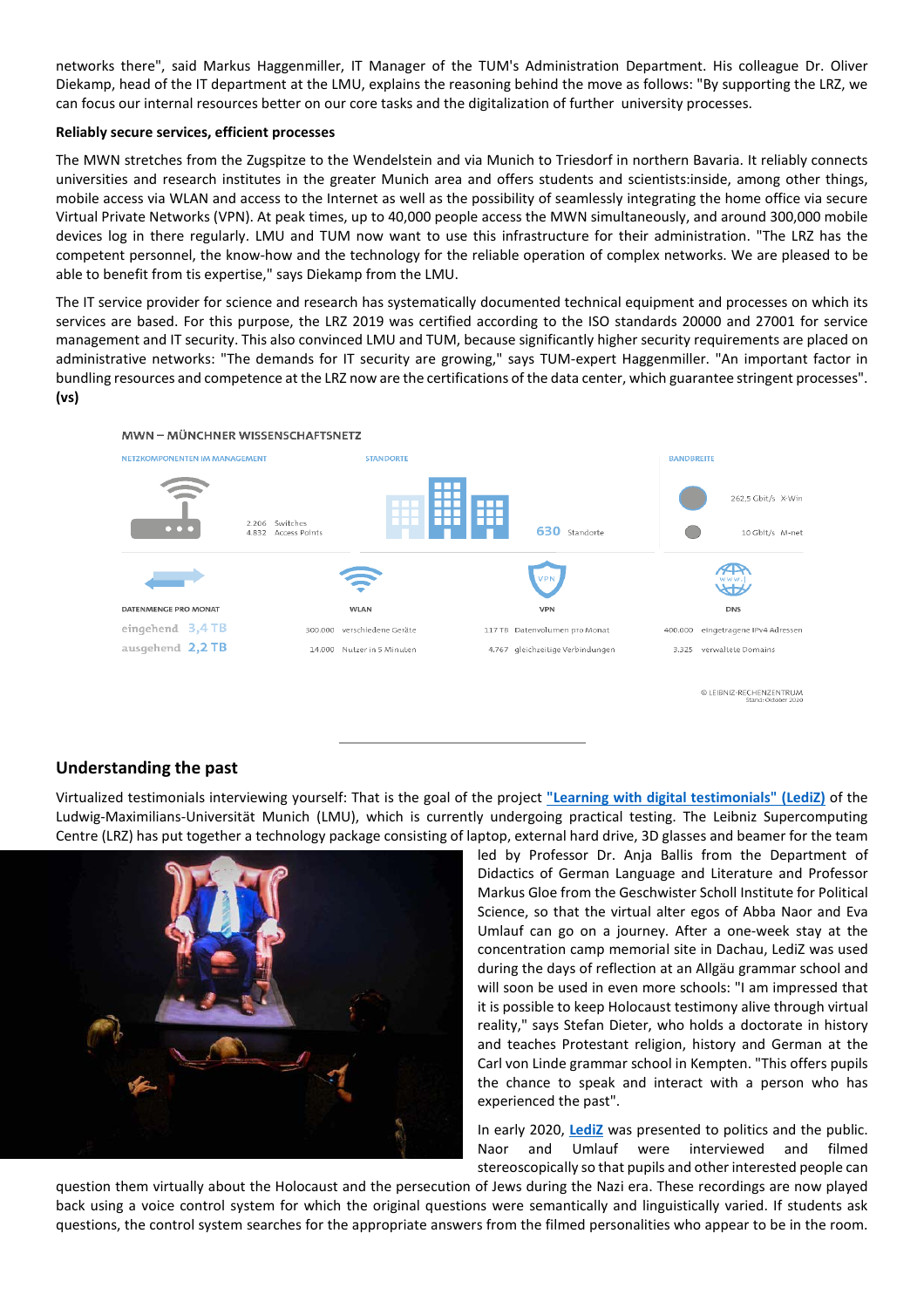networks there", said Markus Haggenmiller, IT Manager of the TUM's Administration Department. His colleague Dr. Oliver Diekamp, head of the IT department at the LMU, explains the reasoning behind the move as follows: "By supporting the LRZ, we can focus our internal resources better on our core tasks and the digitalization of further university processes.

**Reliably secure services, efficient processes**

The MWN stretches from the Zugspitze to the Wendelstein and via Munich to Triesdorf in northern Bavaria. It reliably connects universities and research institutes in the greater Munich area and offers students and scientists:inside, among other things, mobile access via WLAN and access to the Internet as well as the possibility of seamlessly integrating the home office via secure Virtual Private Networks (VPN). At peak times, up to 40,000 people access the MWN simultaneously, and around 300,000 mobile devices log in there regularly. LMU and TUM now want to use this infrastructure for their administration. "The LRZ has the competent personnel, the know-how and the technology for the reliable operation of complex networks. We are pleased to be able to benefit from tis expertise," says Diekamp from the LMU.

The IT service provider for science and research has systematically documented technical equipment and processes on which its services are based. For this purpose, the LRZ 2019 was certified according to the ISO standards 20000 and 27001 for service management and IT security. This also convinced LMU and TUM, because significantly higher security requirements are placed on administrative networks: "The demands for IT security are growing," says TUM-expert Haggenmiller. "An important factor in bundling resources and competence at the LRZ now are the certifications of the data center, which guarantee stringent processes". **(vs)**

MWN – MÜNCHNER WISSENSCHAFTSNETZ

NETZKOMPONENTEN IM MANAGEMENT: 2.206 Switches, 4.832 Access Points

STANDORTE: 630 Standorte

BANDBREITE: 262,5 Gbit/s X-Win; 10 Gbit/s M-net

DATENMENGE PRO MONAT: eingehend 3,4 TB; ausgehend 2,2 TB

WLAN: 300.000 verschiedene Geräte; 14.000 Nutzer in 5 Minuten

VPN: 117 TB Datenvolumen pro Monat; 4.767 gleichzeitige Verbindungen

DNS: 400.000 eingetragene IPv4 Adressen; 3.325 verwaltete Domains

© LEIBNIZ-RECHENZENTRUM Stand: Oktober 2020

## Understanding the past

Virtualized testimonials interviewing yourself: That is the goal of the project **"Learning with digital testimonials" (LediZ)** of the Ludwig-Maximilians-Universität Munich (LMU), which is currently undergoing practical testing. The Leibniz Supercomputing Centre (LRZ) has put together a technology package consisting of laptop, external hard drive, 3D glasses and beamer for the team led by Professor Dr. Anja Ballis from the Department of Didactics of German Language and Literature and Professor Markus Gloe from the Geschwister Scholl Institute for Political Science, so that the virtual alter egos of Abba Naor and Eva Umlauf can go on a journey. After a one-week stay at the concentration camp memorial site in Dachau, LediZ was used during the days of reflection at an Allgäu grammar school and will soon be used in even more schools: "I am impressed that it is possible to keep Holocaust testimony alive through virtual reality," says Stefan Dieter, who holds a doctorate in history and teaches Protestant religion, history and German at the Carl von Linde grammar school in Kempten. "This offers pupils the chance to speak and interact with a person who has experienced the past".

In early 2020, **LediZ** was presented to politics and the public. Naor and Umlauf were interviewed and filmed stereoscopically so that pupils and other interested people can question them virtually about the Holocaust and the persecution of Jews during the Nazi era. These recordings are now played back using a voice control system for which the original questions were semantically and linguistically varied. If students ask questions, the control system searches for the appropriate answers from the filmed personalities who appear to be in the room.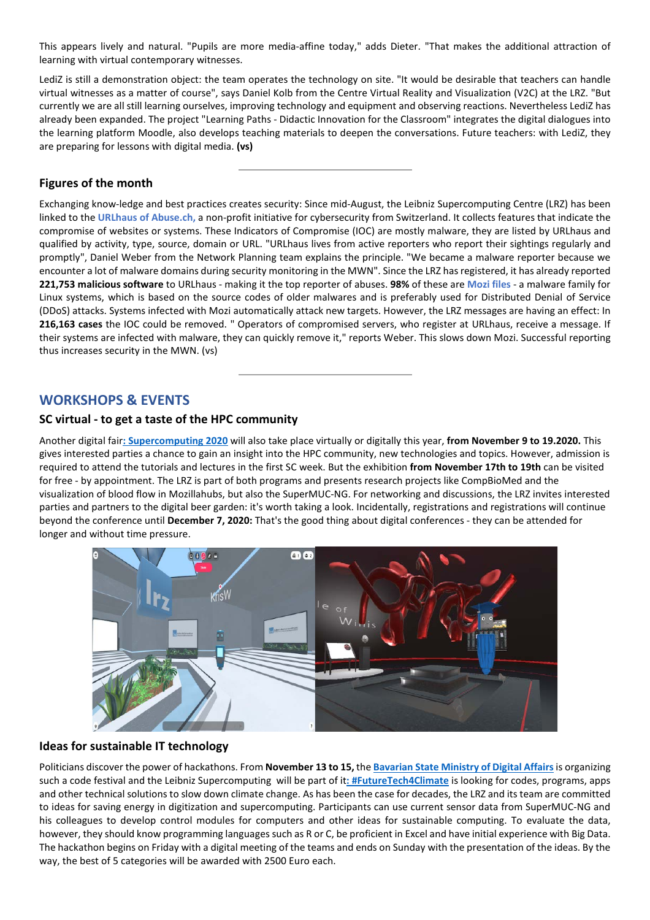This appears lively and natural. "Pupils are more media-affine today," adds Dieter. "That makes the additional attraction of learning with virtual contemporary witnesses.

LediZ is still a demonstration object: the team operates the technology on site. "It would be desirable that teachers can handle virtual witnesses as a matter of course", says Daniel Kolb from the Centre Virtual Reality and Visualization (V2C) at the LRZ. "But currently we are all still learning ourselves, improving technology and equipment and observing reactions. Nevertheless LediZ has already been expanded. The project "Learning Paths - Didactic Innovation for the Classroom" integrates the digital dialogues into the learning platform Moodle, also develops teaching materials to deepen the conversations. Future teachers: with LediZ, they are preparing for lessons with digital media. **(vs)**

---

### Figures of the month

Exchanging know-ledge and best practices creates security: Since mid-August, the Leibniz Supercomputing Centre (LRZ) has been linked to the **URLhaus of Abuse.ch,** a non-profit initiative for cybersecurity from Switzerland. It collects features that indicate the compromise of websites or systems. These Indicators of Compromise (IOC) are mostly malware, they are listed by URLhaus and qualified by activity, type, source, domain or URL. "URLhaus lives from active reporters who report their sightings regularly and promptly", Daniel Weber from the Network Planning team explains the principle. "We became a malware reporter because we encounter a lot of malware domains during security monitoring in the MWN". Since the LRZ has registered, it has already reported **221,753 malicious software** to URLhaus - making it the top reporter of abuses. **98%** of these are **Mozi files** - a malware family for Linux systems, which is based on the source codes of older malwares and is preferably used for Distributed Denial of Service (DDoS) attacks. Systems infected with Mozi automatically attack new targets. However, the LRZ messages are having an effect: In **216,163 cases** the IOC could be removed. " Operators of compromised servers, who register at URLhaus, receive a message. If their systems are infected with malware, they can quickly remove it," reports Weber. This slows down Mozi. Successful reporting thus increases security in the MWN. (vs)

---

## WORKSHOPS & EVENTS

### SC virtual - to get a taste of the HPC community

Another digital fair**: Supercomputing 2020** will also take place virtually or digitally this year, **from November 9 to 19.2020.** This gives interested parties a chance to gain an insight into the HPC community, new technologies and topics. However, admission is required to attend the tutorials and lectures in the first SC week. But the exhibition **from November 17th to 19th** can be visited for free - by appointment. The LRZ is part of both programs and presents research projects like CompBioMed and the visualization of blood flow in Mozillahubs, but also the SuperMUC-NG. For networking and discussions, the LRZ invites interested parties and partners to the digital beer garden: it's worth taking a look. Incidentally, registrations and registrations will continue beyond the conference until **December 7, 2020:** That's the good thing about digital conferences - they can be attended for longer and without time pressure.

### Ideas for sustainable IT technology

Politicians discover the power of hackathons. From **November 13 to 15,** the **Bavarian State Ministry of Digital Affairs** is organizing such a code festival and the Leibniz Supercomputing will be part of it**: #FutureTech4Climate** is looking for codes, programs, apps and other technical solutions to slow down climate change. As has been the case for decades, the LRZ and its team are committed to ideas for saving energy in digitization and supercomputing. Participants can use current sensor data from SuperMUC-NG and his colleagues to develop control modules for computers and other ideas for sustainable computing. To evaluate the data, however, they should know programming languages such as R or C, be proficient in Excel and have initial experience with Big Data. The hackathon begins on Friday with a digital meeting of the teams and ends on Sunday with the presentation of the ideas. By the way, the best of 5 categories will be awarded with 2500 Euro each.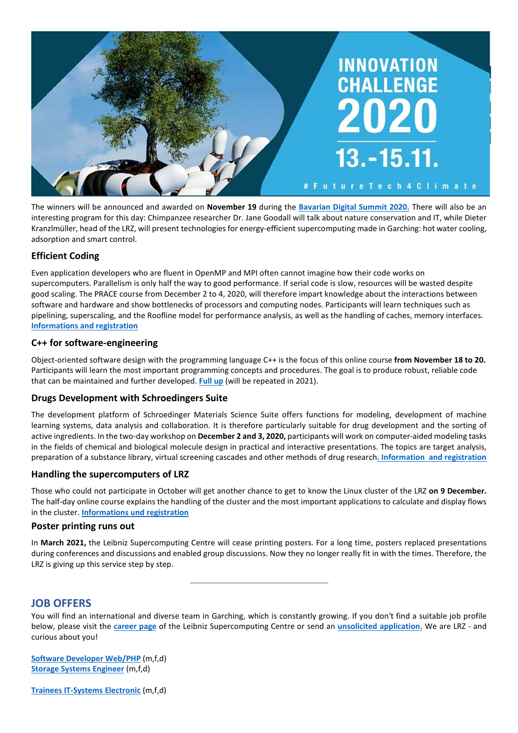The winners will be announced and awarded on **November 19** during the **Bavarian Digital Summit 2020.** There will also be an interesting program for this day: Chimpanzee researcher Dr. Jane Goodall will talk about nature conservation and IT, while Dieter Kranzlmüller, head of the LRZ, will present technologies for energy-efficient supercomputing made in Garching: hot water cooling, adsorption and smart control.

### Efficient Coding

Even application developers who are fluent in OpenMP and MPI often cannot imagine how their code works on supercomputers. Parallelism is only half the way to good performance. If serial code is slow, resources will be wasted despite good scaling. The PRACE course from December 2 to 4, 2020, will therefore impart knowledge about the interactions between software and hardware and show bottlenecks of processors and computing nodes. Participants will learn techniques such as pipelining, superscaling, and the Roofline model for performance analysis, as well as the handling of caches, memory interfaces. **Informations and registration**

### C++ for software-engineering

Object-oriented software design with the programming language C++ is the focus of this online course **from November 18 to 20.** Participants will learn the most important programming concepts and procedures. The goal is to produce robust, reliable code that can be maintained and further developed. **Full up** (will be repeated in 2021).

### Drugs Development with Schroedingers Suite

The development platform of Schroedinger Materials Science Suite offers functions for modeling, development of machine learning systems, data analysis and collaboration. It is therefore particularly suitable for drug development and the sorting of active ingredients. In the two-day workshop on **December 2 and 3, 2020,** participants will work on computer-aided modeling tasks in the fields of chemical and biological molecule design in practical and interactive presentations. The topics are target analysis, preparation of a substance library, virtual screening cascades and other methods of drug research. **Information and registration**

### Handling the supercomputers of LRZ

Those who could not participate in October will get another chance to get to know the Linux cluster of the LRZ **on 9 December.** The half-day online course explains the handling of the cluster and the most important applications to calculate and display flows in the cluster. **Informations und registration**

### Poster printing runs out

In **March 2021,** the Leibniz Supercomputing Centre will cease printing posters. For a long time, posters replaced presentations during conferences and discussions and enabled group discussions. Now they no longer really fit in with the times. Therefore, the LRZ is giving up this service step by step.

---

## JOB OFFERS

You will find an international and diverse team in Garching, which is constantly growing. If you don't find a suitable job profile below, please visit the **career page** of the Leibniz Supercomputing Centre or send an **unsolicited application.** We are LRZ - and curious about you!

**Software Developer Web/PHP** (m,f,d)
**Storage Systems Engineer** (m,f,d)

**Trainees IT-Systems Electronic** (m,f,d)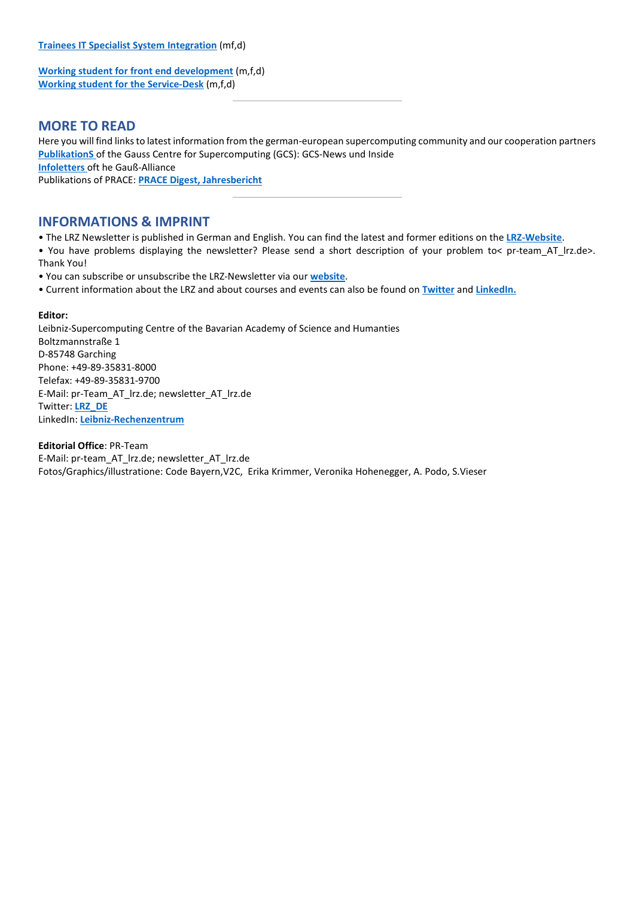**Trainees IT Specialist System Integration** (mf,d)

**Working student for front end development** (m,f,d)
**Working student for the Service-Desk** (m,f,d)

---

## MORE TO READ

Here you will find links to latest information from the german-european supercomputing community and our cooperation partners
**PublikationS** of the Gauss Centre for Supercomputing (GCS): GCS-News und Inside
**Infoletters** oft he Gauß-Alliance
Publikations of PRACE: **PRACE Digest, Jahresbericht**

---

## INFORMATIONS & IMPRINT

• The LRZ Newsletter is published in German and English. You can find the latest and former editions on the **LRZ-Website**.
• You have problems displaying the newsletter? Please send a short description of your problem to< pr-team_AT_lrz.de>. Thank You!
• You can subscribe or unsubscribe the LRZ-Newsletter via our **website**.
• Current information about the LRZ and about courses and events can also be found on **Twitter** and **LinkedIn.**

**Editor:**
Leibniz-Supercomputing Centre of the Bavarian Academy of Science and Humanties
Boltzmannstraße 1
D-85748 Garching
Phone: +49-89-35831-8000
Telefax: +49-89-35831-9700
E-Mail: pr-Team_AT_lrz.de; newsletter_AT_lrz.de
Twitter: **LRZ_DE**
LinkedIn: **Leibniz-Rechenzentrum**

**Editorial Office**: PR-Team
E-Mail: pr-team_AT_lrz.de; newsletter_AT_lrz.de
Fotos/Graphics/illustratione: Code Bayern,V2C, Erika Krimmer, Veronika Hohenegger, A. Podo, S.Vieser